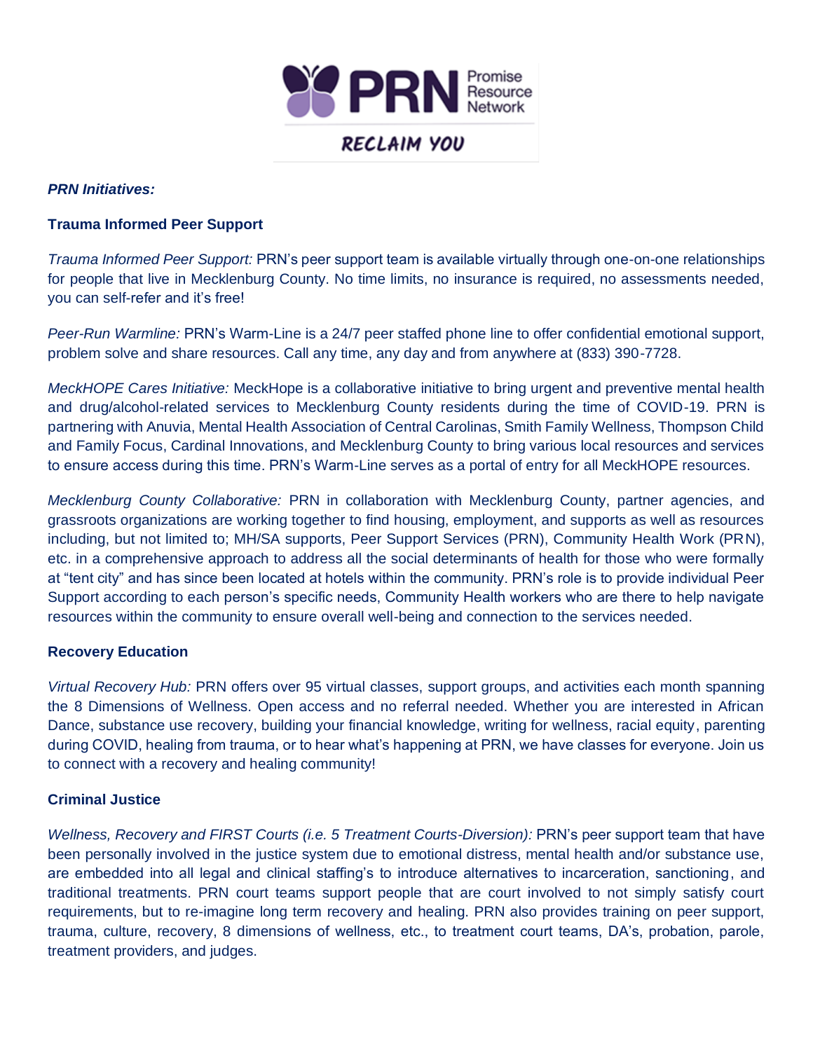PRN Promise Resource Network

RECLAIM YOU

***PRN Initiatives:***

**Trauma Informed Peer Support**

*Trauma Informed Peer Support:* PRN's peer support team is available virtually through one-on-one relationships for people that live in Mecklenburg County. No time limits, no insurance is required, no assessments needed, you can self-refer and it's free!

*Peer-Run Warmline:* PRN's Warm-Line is a 24/7 peer staffed phone line to offer confidential emotional support, problem solve and share resources. Call any time, any day and from anywhere at (833) 390-7728.

*MeckHOPE Cares Initiative:* MeckHope is a collaborative initiative to bring urgent and preventive mental health and drug/alcohol-related services to Mecklenburg County residents during the time of COVID-19. PRN is partnering with Anuvia, Mental Health Association of Central Carolinas, Smith Family Wellness, Thompson Child and Family Focus, Cardinal Innovations, and Mecklenburg County to bring various local resources and services to ensure access during this time. PRN's Warm-Line serves as a portal of entry for all MeckHOPE resources.

*Mecklenburg County Collaborative:* PRN in collaboration with Mecklenburg County, partner agencies, and grassroots organizations are working together to find housing, employment, and supports as well as resources including, but not limited to; MH/SA supports, Peer Support Services (PRN), Community Health Work (PRN), etc. in a comprehensive approach to address all the social determinants of health for those who were formally at "tent city" and has since been located at hotels within the community. PRN's role is to provide individual Peer Support according to each person's specific needs, Community Health workers who are there to help navigate resources within the community to ensure overall well-being and connection to the services needed.

**Recovery Education**

*Virtual Recovery Hub:* PRN offers over 95 virtual classes, support groups, and activities each month spanning the 8 Dimensions of Wellness. Open access and no referral needed. Whether you are interested in African Dance, substance use recovery, building your financial knowledge, writing for wellness, racial equity, parenting during COVID, healing from trauma, or to hear what's happening at PRN, we have classes for everyone. Join us to connect with a recovery and healing community!

**Criminal Justice**

*Wellness, Recovery and FIRST Courts (i.e. 5 Treatment Courts-Diversion):* PRN's peer support team that have been personally involved in the justice system due to emotional distress, mental health and/or substance use, are embedded into all legal and clinical staffing's to introduce alternatives to incarceration, sanctioning, and traditional treatments. PRN court teams support people that are court involved to not simply satisfy court requirements, but to re-imagine long term recovery and healing. PRN also provides training on peer support, trauma, culture, recovery, 8 dimensions of wellness, etc., to treatment court teams, DA's, probation, parole, treatment providers, and judges.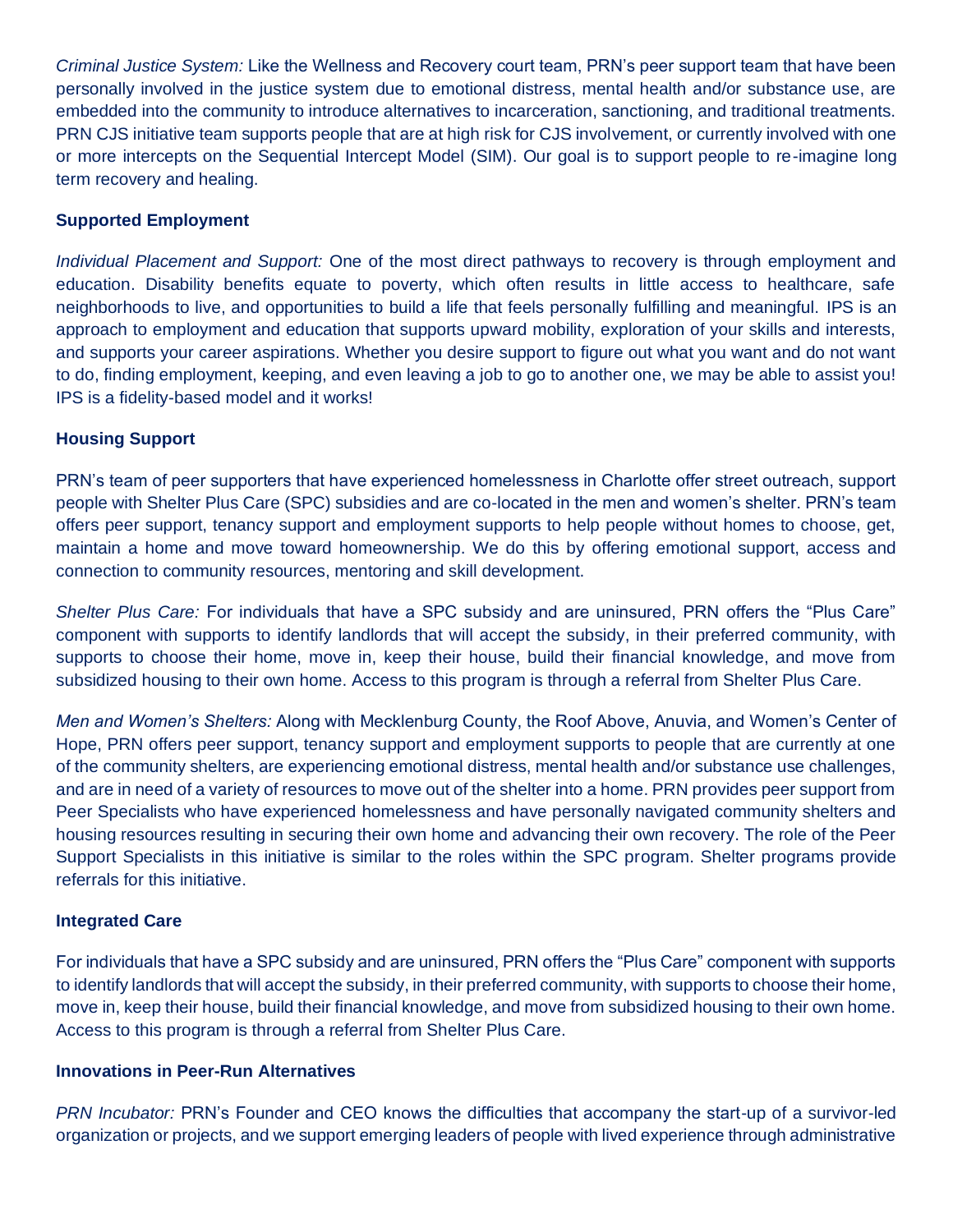*Criminal Justice System:* Like the Wellness and Recovery court team, PRN's peer support team that have been personally involved in the justice system due to emotional distress, mental health and/or substance use, are embedded into the community to introduce alternatives to incarceration, sanctioning, and traditional treatments. PRN CJS initiative team supports people that are at high risk for CJS involvement, or currently involved with one or more intercepts on the Sequential Intercept Model (SIM). Our goal is to support people to re-imagine long term recovery and healing.

**Supported Employment**

*Individual Placement and Support:* One of the most direct pathways to recovery is through employment and education. Disability benefits equate to poverty, which often results in little access to healthcare, safe neighborhoods to live, and opportunities to build a life that feels personally fulfilling and meaningful. IPS is an approach to employment and education that supports upward mobility, exploration of your skills and interests, and supports your career aspirations. Whether you desire support to figure out what you want and do not want to do, finding employment, keeping, and even leaving a job to go to another one, we may be able to assist you! IPS is a fidelity-based model and it works!

**Housing Support**

PRN's team of peer supporters that have experienced homelessness in Charlotte offer street outreach, support people with Shelter Plus Care (SPC) subsidies and are co-located in the men and women's shelter. PRN's team offers peer support, tenancy support and employment supports to help people without homes to choose, get, maintain a home and move toward homeownership. We do this by offering emotional support, access and connection to community resources, mentoring and skill development.

*Shelter Plus Care:* For individuals that have a SPC subsidy and are uninsured, PRN offers the "Plus Care" component with supports to identify landlords that will accept the subsidy, in their preferred community, with supports to choose their home, move in, keep their house, build their financial knowledge, and move from subsidized housing to their own home. Access to this program is through a referral from Shelter Plus Care.

*Men and Women's Shelters:* Along with Mecklenburg County, the Roof Above, Anuvia, and Women's Center of Hope, PRN offers peer support, tenancy support and employment supports to people that are currently at one of the community shelters, are experiencing emotional distress, mental health and/or substance use challenges, and are in need of a variety of resources to move out of the shelter into a home. PRN provides peer support from Peer Specialists who have experienced homelessness and have personally navigated community shelters and housing resources resulting in securing their own home and advancing their own recovery. The role of the Peer Support Specialists in this initiative is similar to the roles within the SPC program. Shelter programs provide referrals for this initiative.

**Integrated Care**

For individuals that have a SPC subsidy and are uninsured, PRN offers the "Plus Care" component with supports to identify landlords that will accept the subsidy, in their preferred community, with supports to choose their home, move in, keep their house, build their financial knowledge, and move from subsidized housing to their own home. Access to this program is through a referral from Shelter Plus Care.

**Innovations in Peer-Run Alternatives**

*PRN Incubator:* PRN's Founder and CEO knows the difficulties that accompany the start-up of a survivor-led organization or projects, and we support emerging leaders of people with lived experience through administrative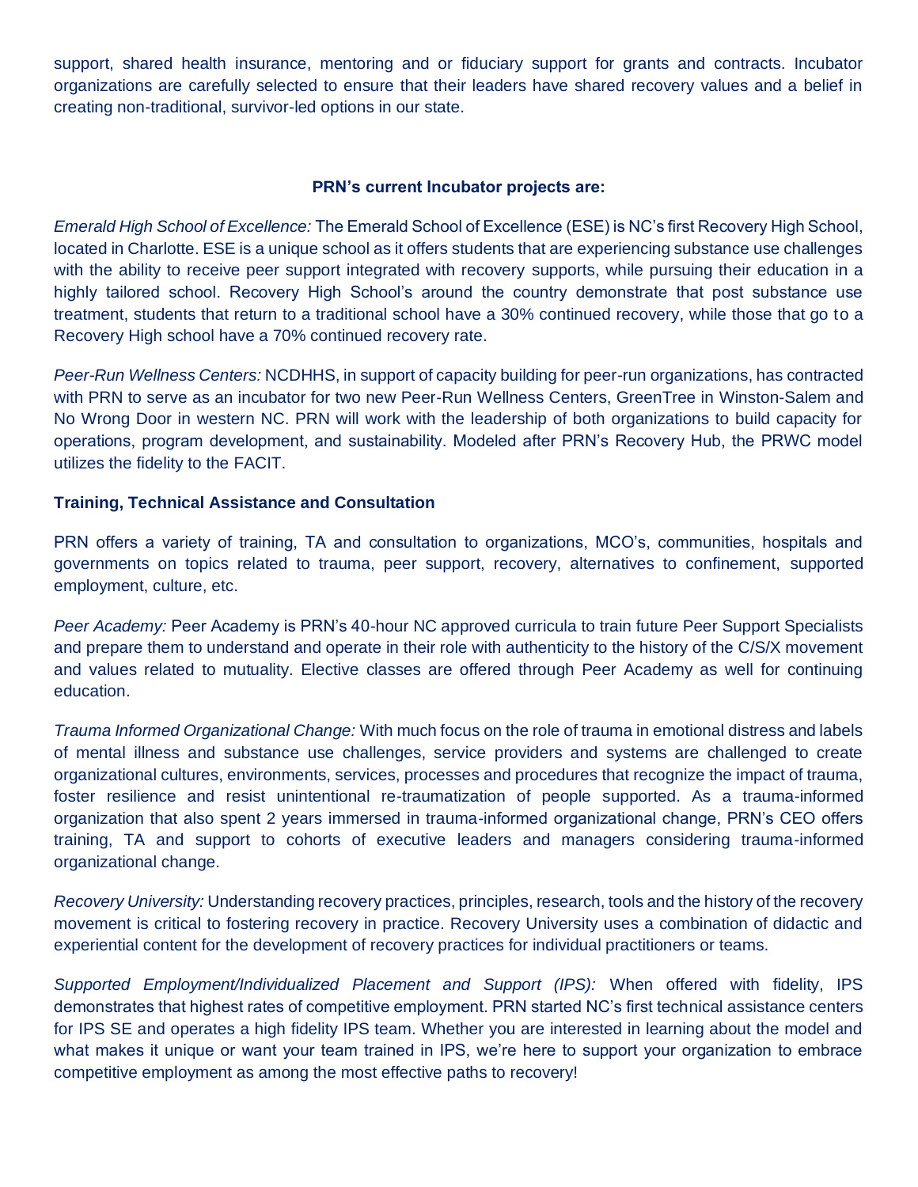support, shared health insurance, mentoring and or fiduciary support for grants and contracts. Incubator organizations are carefully selected to ensure that their leaders have shared recovery values and a belief in creating non-traditional, survivor-led options in our state.

**PRN's current Incubator projects are:**

*Emerald High School of Excellence:* The Emerald School of Excellence (ESE) is NC's first Recovery High School, located in Charlotte. ESE is a unique school as it offers students that are experiencing substance use challenges with the ability to receive peer support integrated with recovery supports, while pursuing their education in a highly tailored school. Recovery High School's around the country demonstrate that post substance use treatment, students that return to a traditional school have a 30% continued recovery, while those that go to a Recovery High school have a 70% continued recovery rate.

*Peer-Run Wellness Centers:* NCDHHS, in support of capacity building for peer-run organizations, has contracted with PRN to serve as an incubator for two new Peer-Run Wellness Centers, GreenTree in Winston-Salem and No Wrong Door in western NC. PRN will work with the leadership of both organizations to build capacity for operations, program development, and sustainability. Modeled after PRN's Recovery Hub, the PRWC model utilizes the fidelity to the FACIT.

**Training, Technical Assistance and Consultation**

PRN offers a variety of training, TA and consultation to organizations, MCO's, communities, hospitals and governments on topics related to trauma, peer support, recovery, alternatives to confinement, supported employment, culture, etc.

*Peer Academy:* Peer Academy is PRN's 40-hour NC approved curricula to train future Peer Support Specialists and prepare them to understand and operate in their role with authenticity to the history of the C/S/X movement and values related to mutuality. Elective classes are offered through Peer Academy as well for continuing education.

*Trauma Informed Organizational Change:* With much focus on the role of trauma in emotional distress and labels of mental illness and substance use challenges, service providers and systems are challenged to create organizational cultures, environments, services, processes and procedures that recognize the impact of trauma, foster resilience and resist unintentional re-traumatization of people supported. As a trauma-informed organization that also spent 2 years immersed in trauma-informed organizational change, PRN's CEO offers training, TA and support to cohorts of executive leaders and managers considering trauma-informed organizational change.

*Recovery University:* Understanding recovery practices, principles, research, tools and the history of the recovery movement is critical to fostering recovery in practice. Recovery University uses a combination of didactic and experiential content for the development of recovery practices for individual practitioners or teams.

*Supported Employment/Individualized Placement and Support (IPS):* When offered with fidelity, IPS demonstrates that highest rates of competitive employment. PRN started NC's first technical assistance centers for IPS SE and operates a high fidelity IPS team. Whether you are interested in learning about the model and what makes it unique or want your team trained in IPS, we're here to support your organization to embrace competitive employment as among the most effective paths to recovery!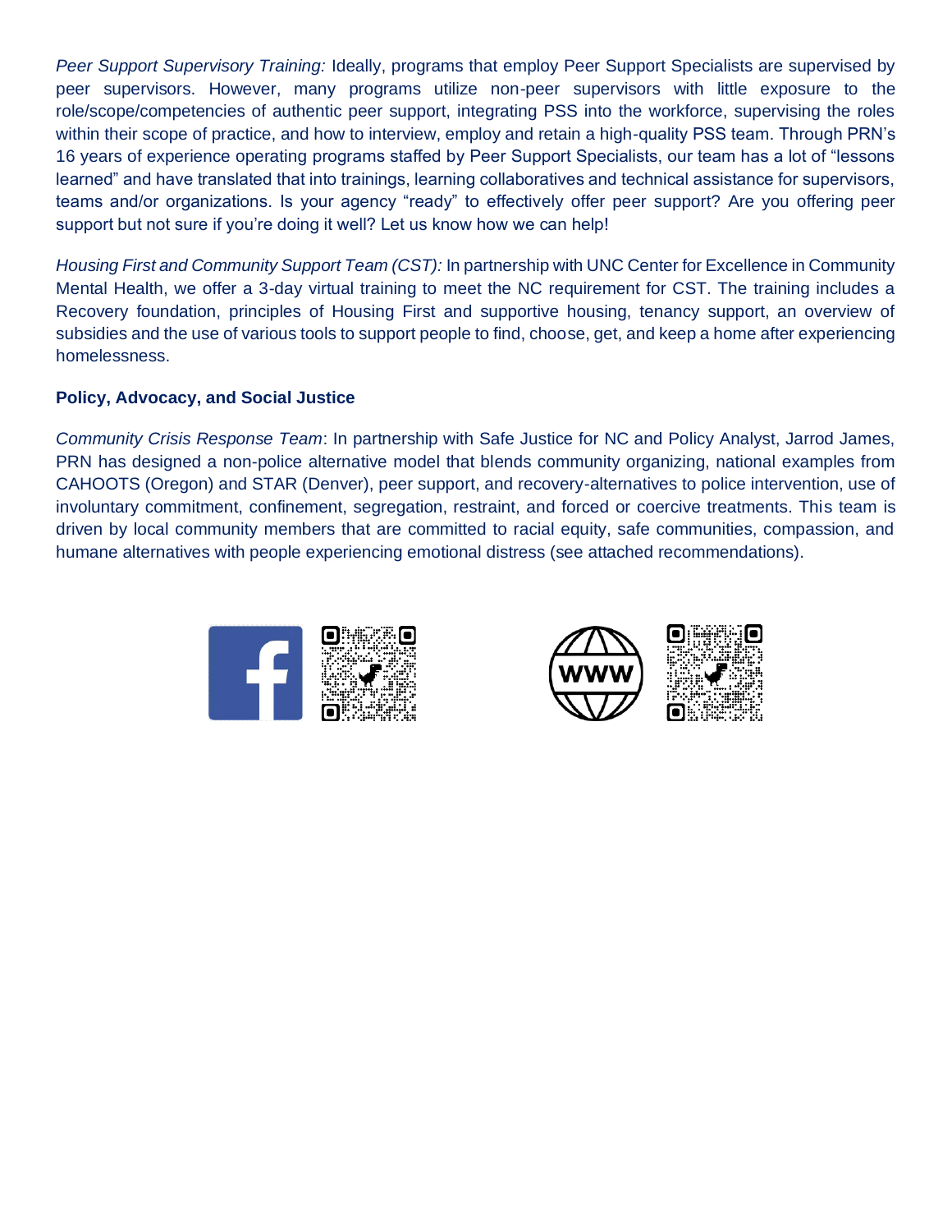*Peer Support Supervisory Training:* Ideally, programs that employ Peer Support Specialists are supervised by peer supervisors. However, many programs utilize non-peer supervisors with little exposure to the role/scope/competencies of authentic peer support, integrating PSS into the workforce, supervising the roles within their scope of practice, and how to interview, employ and retain a high-quality PSS team. Through PRN's 16 years of experience operating programs staffed by Peer Support Specialists, our team has a lot of "lessons learned" and have translated that into trainings, learning collaboratives and technical assistance for supervisors, teams and/or organizations. Is your agency "ready" to effectively offer peer support? Are you offering peer support but not sure if you're doing it well? Let us know how we can help!

*Housing First and Community Support Team (CST):* In partnership with UNC Center for Excellence in Community Mental Health, we offer a 3-day virtual training to meet the NC requirement for CST. The training includes a Recovery foundation, principles of Housing First and supportive housing, tenancy support, an overview of subsidies and the use of various tools to support people to find, choose, get, and keep a home after experiencing homelessness.

**Policy, Advocacy, and Social Justice**

*Community Crisis Response Team*: In partnership with Safe Justice for NC and Policy Analyst, Jarrod James, PRN has designed a non-police alternative model that blends community organizing, national examples from CAHOOTS (Oregon) and STAR (Denver), peer support, and recovery-alternatives to police intervention, use of involuntary commitment, confinement, segregation, restraint, and forced or coercive treatments. This team is driven by local community members that are committed to racial equity, safe communities, compassion, and humane alternatives with people experiencing emotional distress (see attached recommendations).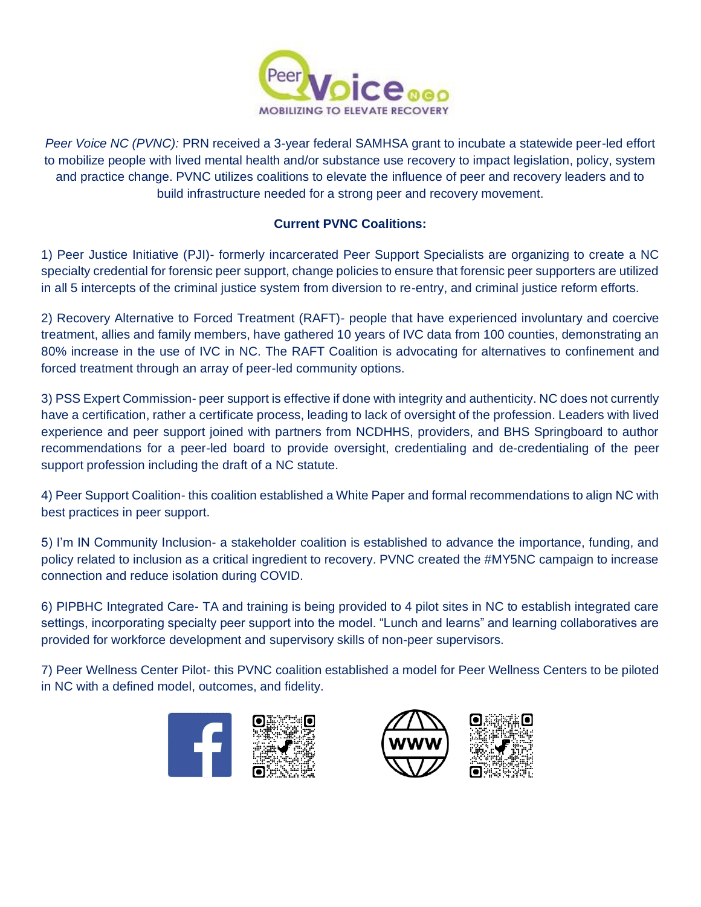*Peer Voice NC (PVNC):* PRN received a 3-year federal SAMHSA grant to incubate a statewide peer-led effort to mobilize people with lived mental health and/or substance use recovery to impact legislation, policy, system and practice change. PVNC utilizes coalitions to elevate the influence of peer and recovery leaders and to build infrastructure needed for a strong peer and recovery movement.

**Current PVNC Coalitions:**

1) Peer Justice Initiative (PJI)- formerly incarcerated Peer Support Specialists are organizing to create a NC specialty credential for forensic peer support, change policies to ensure that forensic peer supporters are utilized in all 5 intercepts of the criminal justice system from diversion to re-entry, and criminal justice reform efforts.

2) Recovery Alternative to Forced Treatment (RAFT)- people that have experienced involuntary and coercive treatment, allies and family members, have gathered 10 years of IVC data from 100 counties, demonstrating an 80% increase in the use of IVC in NC. The RAFT Coalition is advocating for alternatives to confinement and forced treatment through an array of peer-led community options.

3) PSS Expert Commission- peer support is effective if done with integrity and authenticity. NC does not currently have a certification, rather a certificate process, leading to lack of oversight of the profession. Leaders with lived experience and peer support joined with partners from NCDHHS, providers, and BHS Springboard to author recommendations for a peer-led board to provide oversight, credentialing and de-credentialing of the peer support profession including the draft of a NC statute.

4) Peer Support Coalition- this coalition established a White Paper and formal recommendations to align NC with best practices in peer support.

5) I'm IN Community Inclusion- a stakeholder coalition is established to advance the importance, funding, and policy related to inclusion as a critical ingredient to recovery. PVNC created the #MY5NC campaign to increase connection and reduce isolation during COVID.

6) PIPBHC Integrated Care- TA and training is being provided to 4 pilot sites in NC to establish integrated care settings, incorporating specialty peer support into the model. "Lunch and learns" and learning collaboratives are provided for workforce development and supervisory skills of non-peer supervisors.

7) Peer Wellness Center Pilot- this PVNC coalition established a model for Peer Wellness Centers to be piloted in NC with a defined model, outcomes, and fidelity.